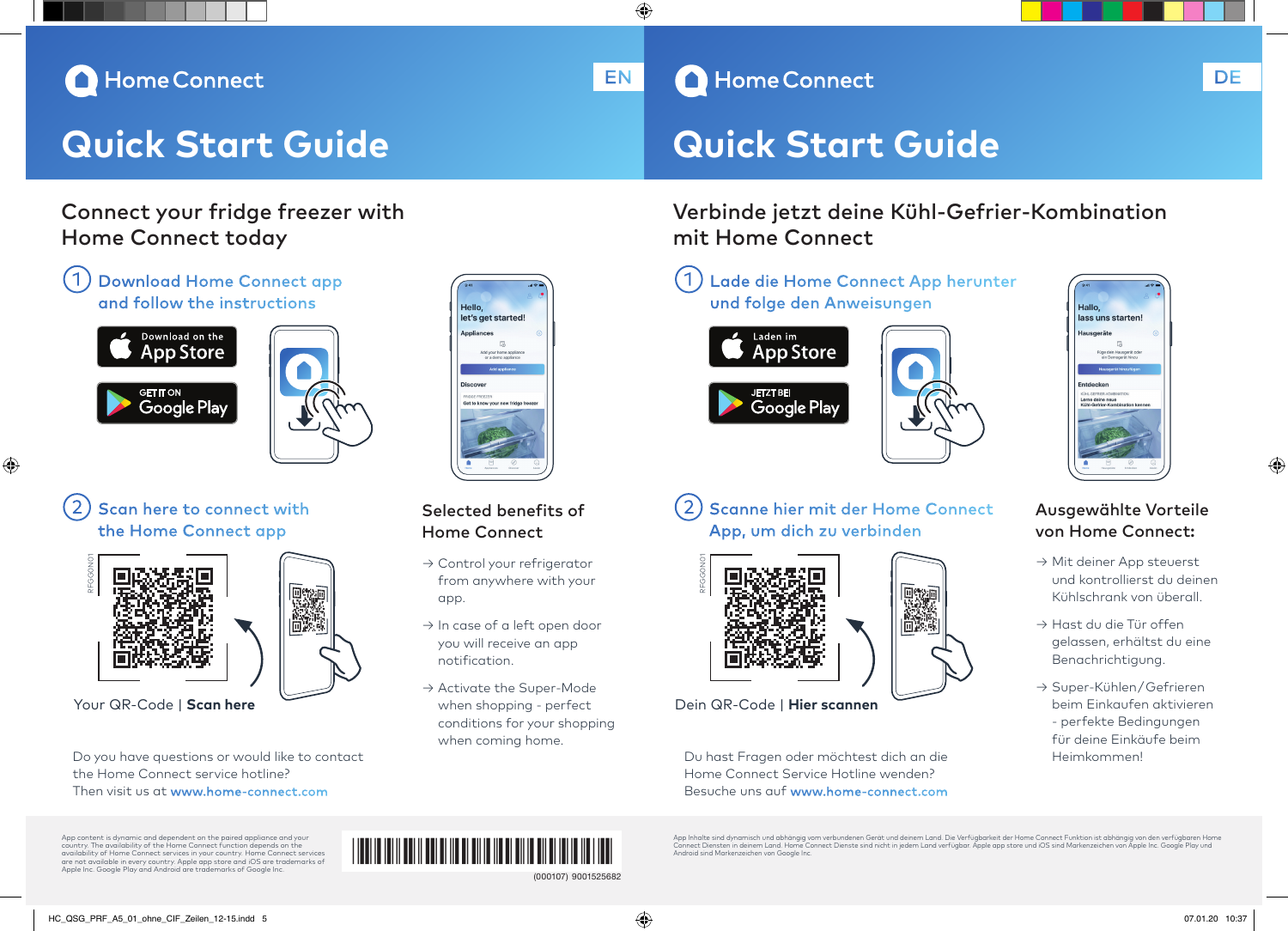Home Connect

EN

# Quick Start Guide

## Connect your fridge freezer with Home Connect today

### 1 Download Home Connect app and follow the instructions

Download on the App Store

GET IT ON Google Play

Hello, let's get started!

Appliances

Add your home appliance or a demo appliance

Add appliance

Discover

FRIDGE FREEZER

Get to know your new fridge freezer

### 2 Scan here to connect with the Home Connect app

RFGG0N01

Your QR-Code | **Scan here**

### Selected benefits of Home Connect

→ Control your refrigerator from anywhere with your app.

→ In case of a left open door you will receive an app notification.

→ Activate the Super-Mode when shopping - perfect conditions for your shopping when coming home.

Do you have questions or would like to contact the Home Connect service hotline?
Then visit us at **www.home-connect.com**

App content is dynamic and dependent on the paired appliance and your country. The availability of the Home Connect function depends on the availability of Home Connect services in your country. Home Connect services are not available in every country. Apple app store and iOS are trademarks of Apple Inc. Google Play and Android are trademarks of Google Inc.

(000107) 9001525682

---

Home Connect

DE

# Quick Start Guide

## Verbinde jetzt deine Kühl-Gefrier-Kombination mit Home Connect

### 1 Lade die Home Connect App herunter und folge den Anweisungen

Laden im App Store

JETZT BEI Google Play

Hallo, lass uns starten!

Hausgeräte

Füge dein Hausgerät oder ein Demogerät hinzu

Hausgerät hinzufügen

Entdecken

KÜHL-GEFRIER-KOMBINATION

Lerne deine neue Kühl-Gefrier-Kombination kennen

### 2 Scanne hier mit der Home Connect App, um dich zu verbinden

RFGG0N01

Dein QR-Code | **Hier scannen**

### Ausgewählte Vorteile von Home Connect:

→ Mit deiner App steuerst und kontrollierst du deinen Kühlschrank von überall.

→ Hast du die Tür offen gelassen, erhältst du eine Benachrichtigung.

→ Super-Kühlen/Gefrieren beim Einkaufen aktivieren - perfekte Bedingungen für deine Einkäufe beim Heimkommen!

Du hast Fragen oder möchtest dich an die Home Connect Service Hotline wenden?
Besuche uns auf **www.home-connect.com**

App Inhalte sind dynamisch und abhängig vom verbundenen Gerät und deinem Land. Die Verfügbarkeit der Home Connect Funktion ist abhängig von den verfügbaren Home Connect Diensten in deinem Land. Home Connect Dienste sind nicht in jedem Land verfügbar. Apple app store und iOS sind Markenzeichen von Apple Inc. Google Play und Android sind Markenzeichen von Google Inc.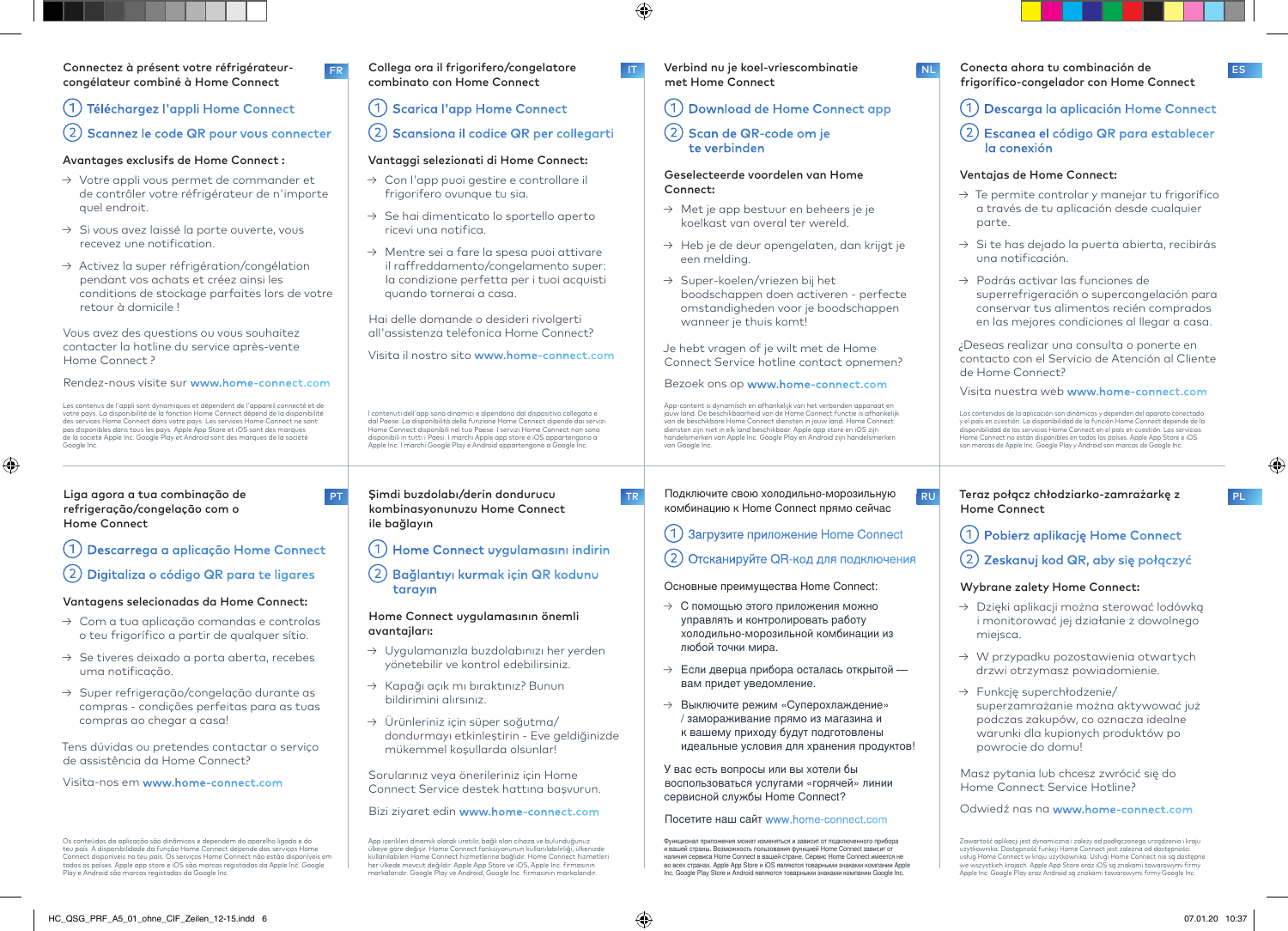## Connectez à présent votre réfrigérateur-congélateur combiné à Home Connect

FR

1. Téléchargez l'appli Home Connect
2. Scannez le code QR pour vous connecter

**Avantages exclusifs de Home Connect :**

→ Votre appli vous permet de commander et de contrôler votre réfrigérateur de n'importe quel endroit.

→ Si vous avez laissé la porte ouverte, vous recevez une notification.

→ Activez la super réfrigération/congélation pendant vos achats et créez ainsi les conditions de stockage parfaites lors de votre retour à domicile !

Vous avez des questions ou vous souhaitez contacter la hotline du service après-vente Home Connect ?

Rendez-nous visite sur **www.home-connect.com**

Les contenus de l'appli sont dynamiques et dépendent de l'appareil connecté et de votre pays. La disponibilité de la fonction Home Connect dépend de la disponibilité des services Home Connect dans votre pays. Les services Home Connect ne sont pas disponibles dans tous les pays. Apple App Store et iOS sont des marques de la société Apple Inc. Google Play et Android sont des marques de la société Google Inc.

## Collega ora il frigorifero/congelatore combinato con Home Connect

IT

1. Scarica l'app Home Connect
2. Scansiona il codice QR per collegarti

**Vantaggi selezionati di Home Connect:**

→ Con l'app puoi gestire e controllare il frigorifero ovunque tu sia.

→ Se hai dimenticato lo sportello aperto ricevi una notifica.

→ Mentre sei a fare la spesa puoi attivare il raffreddamento/congelamento super: la condizione perfetta per i tuoi acquisti quando tornerai a casa.

Hai delle domande o desideri rivolgerti all'assistenza telefonica Home Connect?

Visita il nostro sito **www.home-connect.com**

I contenuti dell'app sono dinamici e dipendono dal dispositivo collegato e dal Paese. La disponibilità della funzione Home Connect dipende dai servizi Home Connect disponibili nel tuo Paese. I servizi Home Connect non sono disponibili in tutti i Paesi. I marchi Apple App Store e iOS appartengono a Apple Inc. I marchi Google Play e Android appartengono a Google Inc.

## Verbind nu je koel-vriescombinatie met Home Connect

NL

1. Download de Home Connect app
2. Scan de QR-code om je te verbinden

**Geselecteerde voordelen van Home Connect:**

→ Met je app bestuur en beheers je je koelkast van overal ter wereld.

→ Heb je de deur opengelaten, dan krijgt je een melding.

→ Super-koelen/vriezen bij het boodschappen doen activeren - perfecte omstandigheden voor je boodschappen wanneer je thuis komt!

Je hebt vragen of je wilt met de Home Connect Service hotline contact opnemen?

Bezoek ons op **www.home-connect.com**

App-content is dynamisch en afhankelijk van het verbonden apparaat en jouw land. De beschikbaarheid van de Home Connect functie is afhankelijk van de beschikbare Home Connect diensten in jouw land. Home Connect diensten zijn niet in elk land beschikbaar. Apple app store en iOS zijn handelsmerken van Apple Inc. Google Play en Android zijn handelsmerken van Google Inc.

## Conecta ahora tu combinación de frigorífico-congelador con Home Connect

ES

1. Descarga la aplicación Home Connect
2. Escanea el código QR para establecer la conexión

**Ventajas de Home Connect:**

→ Te permite controlar y manejar tu frigorífico a través de tu aplicación desde cualquier parte.

→ Si te has dejado la puerta abierta, recibirás una notificación.

→ Podrás activar las funciones de superrefrigeración o supercongelación para conservar tus alimentos recién comprados en las mejores condiciones al llegar a casa.

¿Deseas realizar una consulta o ponerte en contacto con el Servicio de Atención al Cliente de Home Connect?

Visita nuestra web **www.home-connect.com**

Los contenidos de la aplicación son dinámicos y dependen del aparato conectado y el país en cuestión. La disponibilidad de la función Home Connect depende de la disponibilidad de los servicios Home Connect en el país en cuestión. Los servicios Home Connect no están disponibles en todos los países. Apple App Store e iOS son marcas de Apple Inc. Google Play y Android son marcas de Google Inc.

## Liga agora a tua combinação de refrigeração/congelação com o Home Connect

PT

1. Descarrega a aplicação Home Connect
2. Digitaliza o código QR para te ligares

**Vantagens selecionadas da Home Connect:**

→ Com a tua aplicação comandas e controlas o teu frigorífico a partir de qualquer sítio.

→ Se tiveres deixado a porta aberta, recebes uma notificação.

→ Super refrigeração/congelação durante as compras - condições perfeitas para as tuas compras ao chegar a casa!

Tens dúvidas ou pretendes contactar o serviço de assistência da Home Connect?

Visita-nos em **www.home-connect.com**

Os conteúdos da aplicação são dinâmicos e dependem do aparelho ligado e do teu país. A disponibilidade da função Home Connect depende dos serviços Home Connect disponíveis no teu país. Os serviços Home Connect não estão disponíveis em todos os países. Apple App store e iOS são marcas registadas da Apple Inc. Google Play e Android são marcas registadas da Google Inc.

## Şimdi buzdolabı/derin dondurucu kombinasyonunuzu Home Connect ile bağlayın

TR

1. Home Connect uygulamasını indirin
2. Bağlantıyı kurmak için QR kodunu tarayın

**Home Connect uygulamasının önemli avantajları:**

→ Uygulamanızla buzdolabınızı her yerden yönetebilir ve kontrol edebilirsiniz.

→ Kapağı açık mı bıraktınız? Bunun bildirimini alırsınız.

→ Ürünleriniz için süper soğutma/dondurmayı etkinleştirin - Eve geldiğinizde mükemmel koşullarda olsunlar!

Sorularınız veya önerileriniz için Home Connect Service destek hattına başvurun.

Bizi ziyaret edin **www.home-connect.com**

App içerikleri dinamik olarak üretilir, bağlı olan cihaza ve bulunduğunuz ülkeye göre değişir. Home Connect fonksiyonunun kullanılabilirliği, ülkenizde kullanılabilen Home Connect hizmetlerine bağlıdır. Home Connect hizmetleri her ülkede mevcut değildir. Apple App Store ve iOS, Apple Inc. firmasının markalarıdır. Google Play ve Android, Google Inc. firmasının markalarıdır.

## Подключите свою холодильно-морозильную комбинацию к Home Connect прямо сейчас

RU

1. Загрузите приложение Home Connect
2. Отсканируйте QR-код для подключения

**Основные преимущества Home Connect:**

→ С помощью этого приложения можно управлять и контролировать работу холодильно-морозильной комбинации из любой точки мира.

→ Если дверца прибора осталась открытой — вам придет уведомление.

→ Выключите режим «Суперохлаждение» / замораживание прямо из магазина и к вашему приходу будут подготовлены идеальные условия для хранения продуктов!

У вас есть вопросы или вы хотели бы воспользоваться услугами «горячей» линии сервисной службы Home Connect?

Посетите наш сайт **www.home-connect.com**

Функционал приложения может изменяться и зависит от подключенного прибора и вашей страны. Возможность пользования функцией Home Connect зависит от наличия сервиса Home Connect в вашей стране. Сервис Home Connect имеется не во всех странах. Apple App Store и iOS являются товарными знаками компании Apple Inc. Google Play Store и Android являются товарными знаками компании Google Inc.

## Teraz połącz chłodziarko-zamrażarkę z Home Connect

PL

1. Pobierz aplikację Home Connect
2. Zeskanuj kod QR, aby się połączyć

**Wybrane zalety Home Connect:**

→ Dzięki aplikacji można sterować lodówką i monitorować jej działanie z dowolnego miejsca.

→ W przypadku pozostawienia otwartych drzwi otrzymasz powiadomienie.

→ Funkcję superchłodzenie/superzamrażanie można aktywować już podczas zakupów, co oznacza idealne warunki dla kupionych produktów po powrocie do domu!

Masz pytania lub chcesz zwrócić się do Home Connect Service Hotline?

Odwiedź nas na **www.home-connect.com**

Zawartość aplikacji jest dynamiczna i zależy od podłączonego urządzenia i kraju użytkownika. Dostępność funkcji Home Connect jest zależna od dostępności usług Home Connect w kraju użytkownika. Usługi Home Connect nie są dostępne we wszystkich krajach. Apple App Store oraz iOS są znakami towarowymi firmy Apple Inc. Google Play oraz Android są znakami towarowymi firmy Google Inc.